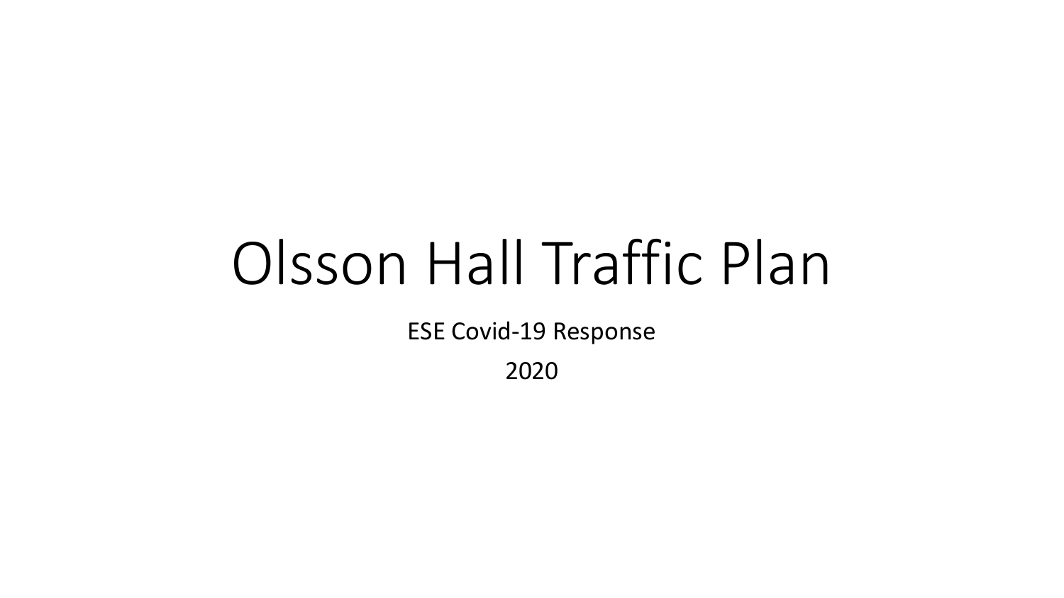# Olsson Hall Traffic Plan

ESE Covid-19 Response

2020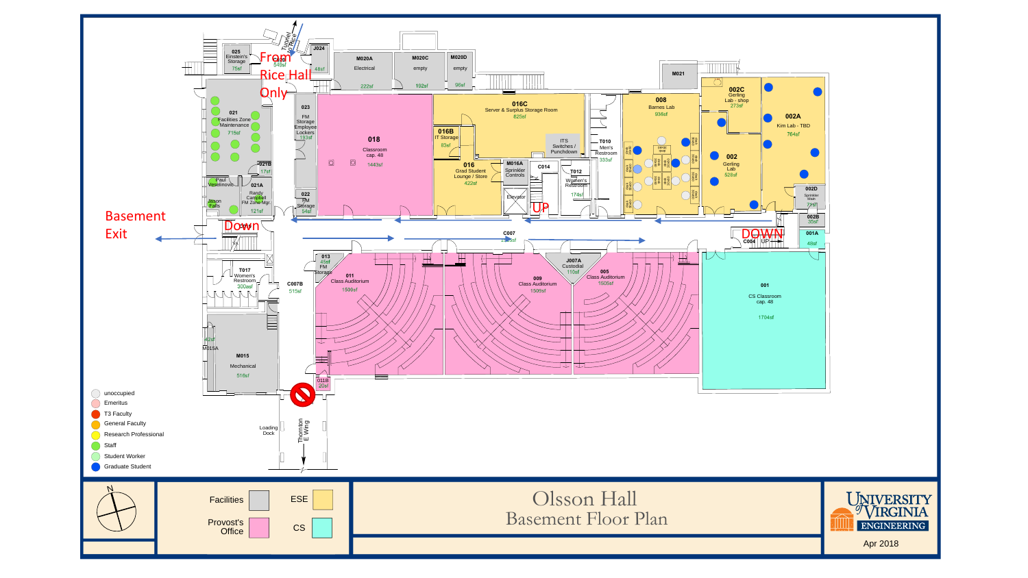# Olsson Hall

## Basement Floor Plan

Apr 2018

University of Virginia Engineering

| Room | Name | Area |
|---|---|---|
| 025 | Einstein's Storage | 75sf |
| 024 | | 54sf |
| J024 | | 48sf |
| M020A | Electrical | 222sf |
| M020C | empty | 192sf |
| M020D | empty | 96sf |
| M021 | | |
| 021 | Facilities Zone Maintenance | 715sf |
| 021B | | 17sf |
| 021A | Randy Campbell FM Zone Mgr | 121sf |
| 023 | FM Storage Employee Lockers | 193sf |
| 022 | FM Storage | 54sf |
| 018 | Classroom cap. 48 | 1443sf |
| 016C | Server & Surplus Storage Room | 825sf |
| 016B | IT Storage | 83sf |
| 016 | Grad Student Lounge / Store | 422sf |
| M016A | Sprinkler Controls | |
| C014 | | |
| | ITS Switches / Punchdown | |
| T010 | Men's Restroom | 333sf |
| T012 | Women's Restroom | 174sf |
| 008 | Barnes Lab | 936sf |
| 002C | Gerling Lab - shop | 273sf |
| 002A | Kim Lab - TBD | 764sf |
| 002 | Gerling Lab | 528sf |
| 002D | Sprinkler Main | 71sf |
| 002B | | 30sf |
| 001A | | 48sf |
| C004 | | |
| C007 | | 1353sf |
| 013 | FM Storage | 45sf |
| 011 | Class Auditorium | 1509sf |
| 009 | Class Auditorium | 1509sf |
| J007A | Custodial | 110sf |
| 005 | Class Auditorium | 1505sf |
| 001 | CS Classroom cap. 48 | 1704sf |
| T017 | Women's Restroom | 300sf |
| C007B | | 515sf |
| M015A | | 42sf |
| M015 | Mechanical | 516sf |
| 011B | | 20sf |

Labels: Tunnel to Rice; From Rice Hall Only; Basement Exit; Down; UP; DOWN; Elevator; Paul Veselinovic; Jason Falls; Loading Dock; Thornton E Wing

**Occupant legend:** unoccupied; Emeritus; T3 Faculty; General Faculty; Research Professional; Staff; Student Worker; Graduate Student

**Department legend:** Facilities; ESE; Provost's Office; CS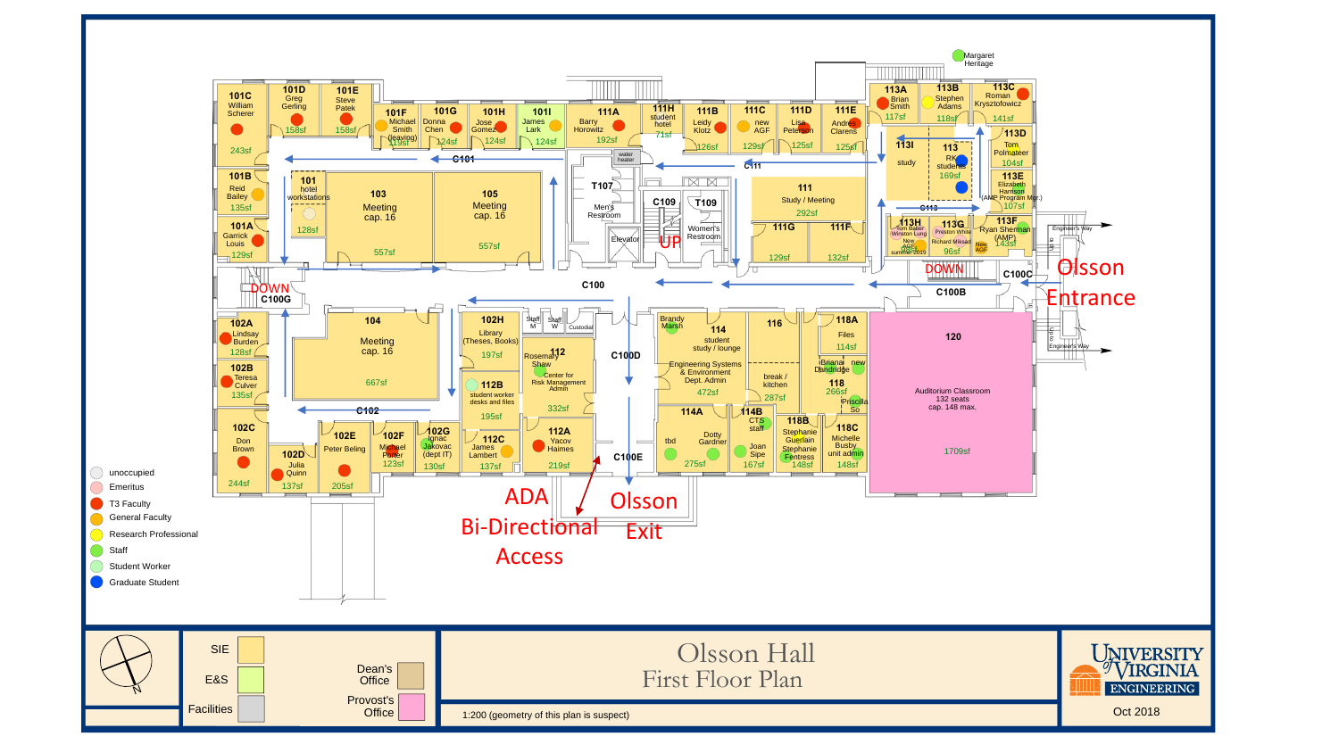# Olsson Hall
## First Floor Plan

1:200 (geometry of this plan is suspect)

Oct 2018

University of Virginia Engineering

**Legend**

- unoccupied
- Emeritus
- T3 Faculty
- General Faculty
- Research Professional
- Staff
- Student Worker
- Graduate Student

| SIE | Dean's Office |
|---|---|
| E&S | Provost's Office |
| Facilities | |

**Rooms**

| Room | Occupant / Use | Area |
|---|---|---|
| 101C | William Scherer | 243sf |
| 101D | Greg Gerling | 158sf |
| 101E | Steve Patek | 158sf |
| 101F | Michael Smith (leaving) | 119sf |
| 101G | Donna Chen | 124sf |
| 101H | Jose Gomez | 124sf |
| 101I | James Lark | 124sf |
| 111A | Barry Horowitz | 192sf |
| 111H | student hotel | 71sf |
| 111B | Leidy Klotz | 126sf |
| 111C | new AGF | 129sf |
| 111D | Lisa Peterson | 125sf |
| 111E | Andres Clarens | 125sf |
| 113A | Brian Smith | 117sf |
| 113B | Stephen Adams | 118sf |
| 113C | Roman Krzysztofowicz | 141sf |
| 113D | Tom Polmateer | 104sf |
| 113E | Elizabeth Harrison (AMP Program Mgr.) | 107sf |
| 113F | Ryan Sherman (AMP) | 143sf |
| 113G | Preston White, Richard Miksad, New AGF | 96sf |
| 113H | Tom Baber, Winston Lung, New AGF summer 2019 | |
| 113I | study | |
| 113 | RK students | 169sf |
| 101B | Reid Bailey | 135sf |
| 101 | hotel workstations | 128sf |
| 103 | Meeting cap. 16 | 557sf |
| 105 | Meeting cap. 16 | 557sf |
| 101A | Garrick Louis | 129sf |
| T107 | Men's Restroom | |
| C109 | | |
| T109 | Women's Restroom | |
| 111 | Study / Meeting | 292sf |
| 111G | | 129sf |
| 111F | | 132sf |
| 102A | Lindsay Burden | 128sf |
| 102B | Teresa Culver | 135sf |
| 102C | Don Brown | 244sf |
| 104 | Meeting cap. 16 | 667sf |
| 102D | Julia Quinn | 137sf |
| 102E | Peter Beling | 205sf |
| 102F | Michael Porter | 123sf |
| 102G | Ignac Jakovac (dept IT) | 130sf |
| 102H | Library (Theses, Books) | 197sf |
| 112B | student worker desks and files | 195sf |
| 112C | James Lambert | 137sf |
| 112 | Rosemary Shaw; Center for Risk Management Admin | 332sf |
| 112A | Yacov Haimes | 219sf |
| 114 | Brandy Marsh; student study / lounge; Engineering Systems & Environment Dept. Admin | 472sf |
| 114A | tbd; Dotty Gardner | 275sf |
| 114B | CTS staff; Joan Sipe | 167sf |
| 116 | break / kitchen | 287sf |
| 118A | Files | 114sf |
| 118 | Brianna Dandridge; new; Priscilla So | 266sf |
| 118B | Stephanie Guerlain; Stephanie Fentress | 148sf |
| 118C | Michelle Busby unit admin | 148sf |
| 120 | Auditorium Classroom, 132 seats, cap. 148 max. | 1709sf |

Corridors: C100, C100B, C100C, C100D, C100E, C100G, C101, C102, C111, C113

Other labels: Margaret Heritage; Staff M; Staff W; Custodial; Elevator; water heater; UP; DOWN; Engineer's Way; Olsson Entrance; Olsson Exit; ADA Bi-Directional Access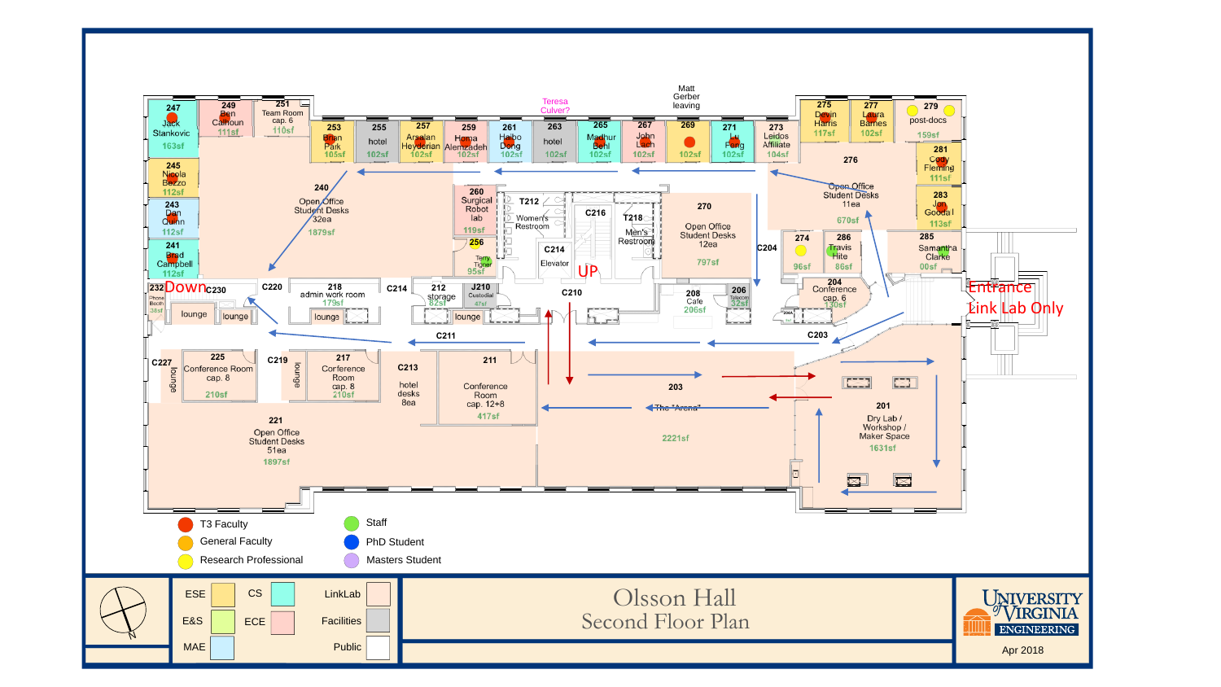# Olsson Hall
## Second Floor Plan

Apr 2018

UNIVERSITY of VIRGINIA ENGINEERING

247 Jack Stankovic 163sf
249 Ben Calhoun 111sf
251 Team Room cap. 6 110sf
253 Brian Park 105sf
255 hotel 102sf
257 Arsalan Heydarian 102sf
259 Homa Alemzadeh 102sf
261 Haibo Dong 102sf
263 hotel 102sf
265 Madhur Behl 102sf
267 John Lach 102sf
269 102sf
271 Lu Feng 102sf
273 Leidos Affiliate 104sf
275 Devin Harris 117sf
277 Laura Barnes 102sf
279 post-docs 159sf
281 Cody Fleming 111sf
283 Jon Goodall 113sf
285 Samantha Clarke 00sf
286 Travis Hite 86sf
274 96sf
276 Open Office Student Desks 11ea 670sf
204 Conference cap. 6 130sf
245 Nicola Bezzo 112sf
243 Dan Quinn 112sf
241 Brad Campbell 112sf
240 Open Office Student Desks 32ea 1879sf
260 Surgical Robot lab 119sf
256 Terry Tigner 95sf
270 Open Office Student Desks 12ea 797sf
T212 Women's Restroom
C216
T218 Men's Restroom
C214 Elevator
C204
232 Phone Booth 36sf
C230
C220
218 admin work room 179sf
C214
212 storage 82sf
J210 Custodial 47sf
C210
208 Cafe 206sf
206 Telecom 32sf
C203
C211
lounge
lounge
lounge
lounge
C227
225 Conference Room cap. 8 210sf
lounge
C219
lounge
217 Conference Room cap. 8 210sf
C213 hotel desks 8ea
211 Conference Room cap. 12+8 417sf
203 The "Arena" 2221sf
201 Dry Lab / Workshop / Maker Space 1631sf
221 Open Office Student Desks 51ea 1897sf

Teresa Culver?
Matt Gerber leaving

Down
UP
Entrance
Link Lab Only

- T3 Faculty
- General Faculty
- Research Professional
- Staff
- PhD Student
- Masters Student

| | | | | | |
|---|---|---|---|---|---|
| ESE | | CS | | LinkLab | |
| E&S | | ECE | | Facilities | |
| MAE | | | | Public | |

N